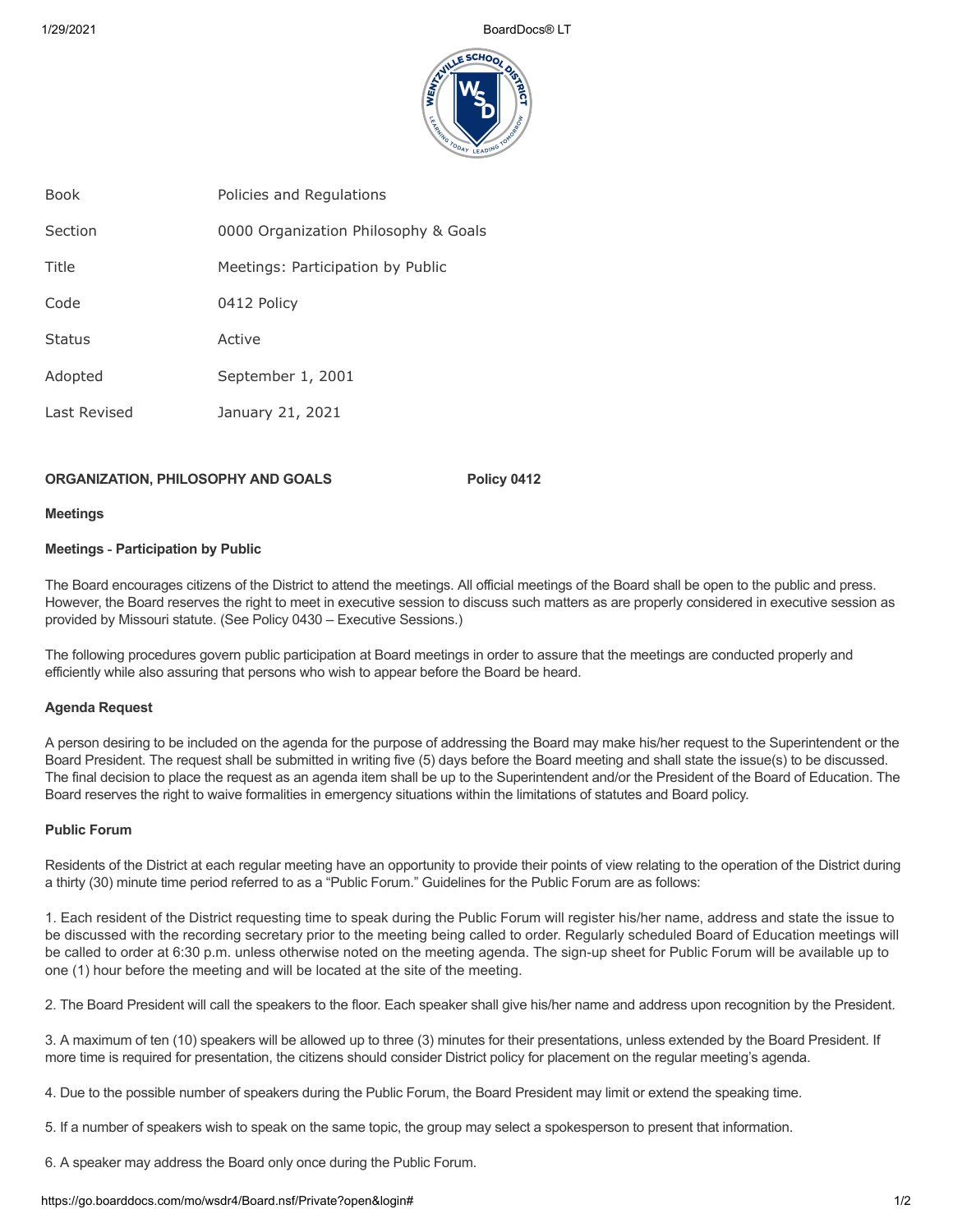| Book | Policies and Regulations |
| --- | --- |
| Section | 0000 Organization Philosophy & Goals |
| Title | Meetings: Participation by Public |
| Code | 0412 Policy |
| Status | Active |
| Adopted | September 1, 2001 |
| Last Revised | January 21, 2021 |

**ORGANIZATION, PHILOSOPHY AND GOALS** **Policy 0412**

**Meetings**

**Meetings - Participation by Public**

The Board encourages citizens of the District to attend the meetings. All official meetings of the Board shall be open to the public and press. However, the Board reserves the right to meet in executive session to discuss such matters as are properly considered in executive session as provided by Missouri statute. (See Policy 0430 – Executive Sessions.)

The following procedures govern public participation at Board meetings in order to assure that the meetings are conducted properly and efficiently while also assuring that persons who wish to appear before the Board be heard.

**Agenda Request**

A person desiring to be included on the agenda for the purpose of addressing the Board may make his/her request to the Superintendent or the Board President. The request shall be submitted in writing five (5) days before the Board meeting and shall state the issue(s) to be discussed. The final decision to place the request as an agenda item shall be up to the Superintendent and/or the President of the Board of Education. The Board reserves the right to waive formalities in emergency situations within the limitations of statutes and Board policy.

**Public Forum**

Residents of the District at each regular meeting have an opportunity to provide their points of view relating to the operation of the District during a thirty (30) minute time period referred to as a "Public Forum." Guidelines for the Public Forum are as follows:

1. Each resident of the District requesting time to speak during the Public Forum will register his/her name, address and state the issue to be discussed with the recording secretary prior to the meeting being called to order. Regularly scheduled Board of Education meetings will be called to order at 6:30 p.m. unless otherwise noted on the meeting agenda. The sign-up sheet for Public Forum will be available up to one (1) hour before the meeting and will be located at the site of the meeting.

2. The Board President will call the speakers to the floor. Each speaker shall give his/her name and address upon recognition by the President.

3. A maximum of ten (10) speakers will be allowed up to three (3) minutes for their presentations, unless extended by the Board President. If more time is required for presentation, the citizens should consider District policy for placement on the regular meeting's agenda.

4. Due to the possible number of speakers during the Public Forum, the Board President may limit or extend the speaking time.

5. If a number of speakers wish to speak on the same topic, the group may select a spokesperson to present that information.

6. A speaker may address the Board only once during the Public Forum.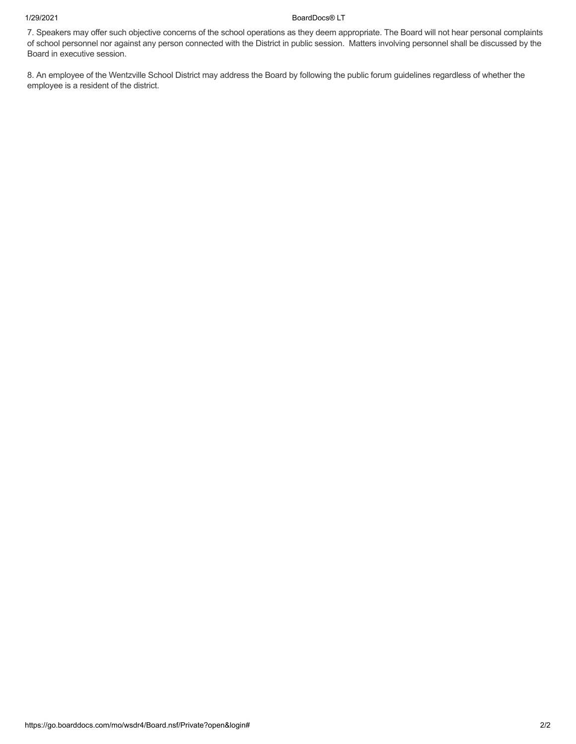7. Speakers may offer such objective concerns of the school operations as they deem appropriate. The Board will not hear personal complaints of school personnel nor against any person connected with the District in public session. Matters involving personnel shall be discussed by the Board in executive session.

8. An employee of the Wentzville School District may address the Board by following the public forum guidelines regardless of whether the employee is a resident of the district.